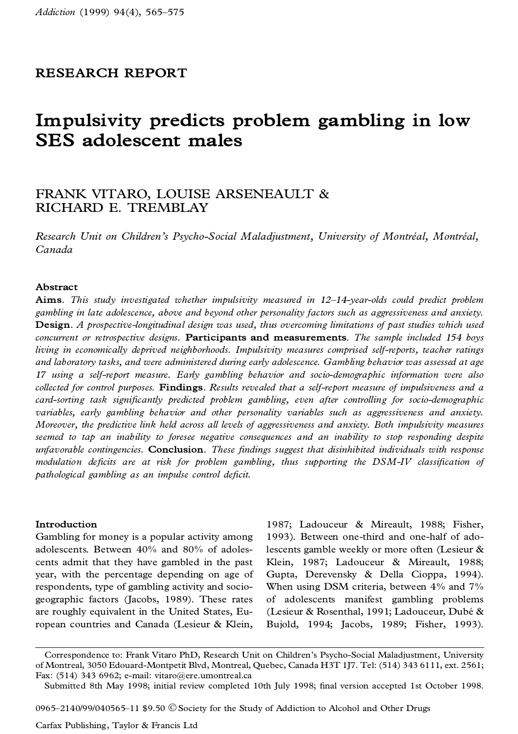RESEARCH REPORT

# Impulsivity predicts problem gambling in low SES adolescent males

FRANK VITARO, LOUISE ARSENEAULT & RICHARD E. TREMBLAY

*Research Unit on Children's Psycho-Social Maladjustment, University of Montréal, Montréal, Canada*

## Abstract

**Aims**. *This study investigated whether impulsivity measured in 12–14-year-olds could predict problem gambling in late adolescence, above and beyond other personality factors such as aggressiveness and anxiety.* **Design**. *A prospective-longitudinal design was used, thus overcoming limitations of past studies which used concurrent or retrospective designs.* **Participants and measurements**. *The sample included 154 boys living in economically deprived neighborhoods. Impulsivity measures comprised self-reports, teacher ratings and laboratory tasks, and were administered during early adolescence. Gambling behavior was assessed at age 17 using a self-report measure. Early gambling behavior and socio-demographic information were also collected for control purposes.* **Findings**. *Results revealed that a self-report measure of impulsiveness and a card-sorting task significantly predicted problem gambling, even after controlling for socio-demographic variables, early gambling behavior and other personality variables such as aggressiveness and anxiety. Moreover, the predictive link held across all levels of aggressiveness and anxiety. Both impulsivity measures seemed to tap an inability to foresee negative consequences and an inability to stop responding despite unfavorable contingencies.* **Conclusion**. *These findings suggest that disinhibited individuals with response modulation deficits are at risk for problem gambling, thus supporting the DSM-IV classification of pathological gambling as an impulse control deficit.*

## Introduction

Gambling for money is a popular activity among adolescents. Between 40% and 80% of adolescents admit that they have gambled in the past year, with the percentage depending on age of respondents, type of gambling activity and sociogeographic factors (Jacobs, 1989). These rates are roughly equivalent in the United States, European countries and Canada (Lesieur & Klein, 1987; Ladouceur & Mireault, 1988; Fisher, 1993). Between one-third and one-half of adolescents gamble weekly or more often (Lesieur & Klein, 1987; Ladouceur & Mireault, 1988; Gupta, Derevensky & Della Cioppa, 1994). When using DSM criteria, between 4% and 7% of adolescents manifest gambling problems (Lesieur & Rosenthal, 1991; Ladouceur, Dubé & Bujold, 1994; Jacobs, 1989; Fisher, 1993).

Correspondence to: Frank Vitaro PhD, Research Unit on Children's Psycho-Social Maladjustment, University of Montreal, 3050 Edouard-Montpetit Blvd, Montreal, Quebec, Canada H3T 1J7. Tel: (514) 343 6111, ext. 2561; Fax: (514) 343 6962; e-mail: vitaro@ere.umontreal.ca

Submitted 8th May 1998; initial review completed 10th July 1998; final version accepted 1st October 1998.

0965–2140/99/040565–11 $9.50 © Society for the Study of Addiction to Alcohol and Other Drugs

Carfax Publishing, Taylor & Francis Ltd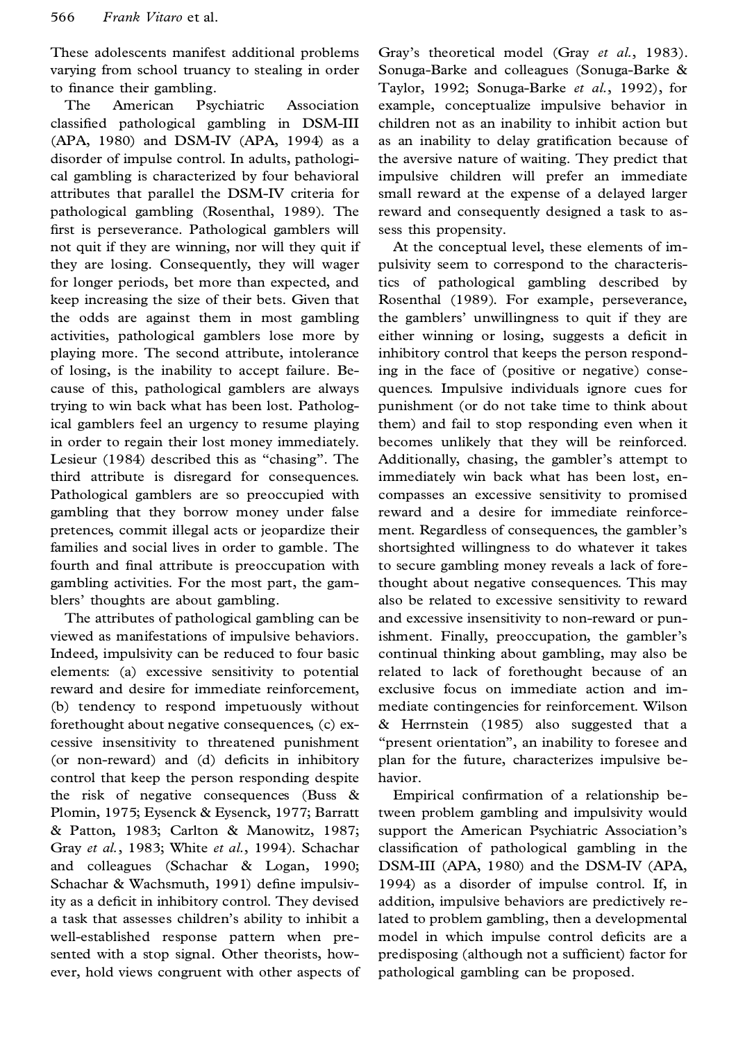These adolescents manifest additional problems varying from school truancy to stealing in order to finance their gambling.

The American Psychiatric Association classified pathological gambling in DSM-III (APA, 1980) and DSM-IV (APA, 1994) as a disorder of impulse control. In adults, pathological gambling is characterized by four behavioral attributes that parallel the DSM-IV criteria for pathological gambling (Rosenthal, 1989). The first is perseverance. Pathological gamblers will not quit if they are winning, nor will they quit if they are losing. Consequently, they will wager for longer periods, bet more than expected, and keep increasing the size of their bets. Given that the odds are against them in most gambling activities, pathological gamblers lose more by playing more. The second attribute, intolerance of losing, is the inability to accept failure. Because of this, pathological gamblers are always trying to win back what has been lost. Pathological gamblers feel an urgency to resume playing in order to regain their lost money immediately. Lesieur (1984) described this as "chasing". The third attribute is disregard for consequences. Pathological gamblers are so preoccupied with gambling that they borrow money under false pretences, commit illegal acts or jeopardize their families and social lives in order to gamble. The fourth and final attribute is preoccupation with gambling activities. For the most part, the gamblers' thoughts are about gambling.

The attributes of pathological gambling can be viewed as manifestations of impulsive behaviors. Indeed, impulsivity can be reduced to four basic elements: (a) excessive sensitivity to potential reward and desire for immediate reinforcement, (b) tendency to respond impetuously without forethought about negative consequences, (c) excessive insensitivity to threatened punishment (or non-reward) and (d) deficits in inhibitory control that keep the person responding despite the risk of negative consequences (Buss & Plomin, 1975; Eysenck & Eysenck, 1977; Barratt & Patton, 1983; Carlton & Manowitz, 1987; Gray *et al.*, 1983; White *et al.*, 1994). Schachar and colleagues (Schachar & Logan, 1990; Schachar & Wachsmuth, 1991) define impulsivity as a deficit in inhibitory control. They devised a task that assesses children's ability to inhibit a well-established response pattern when presented with a stop signal. Other theorists, however, hold views congruent with other aspects of Gray's theoretical model (Gray *et al.*, 1983). Sonuga-Barke and colleagues (Sonuga-Barke & Taylor, 1992; Sonuga-Barke *et al.*, 1992), for example, conceptualize impulsive behavior in children not as an inability to inhibit action but as an inability to delay gratification because of the aversive nature of waiting. They predict that impulsive children will prefer an immediate small reward at the expense of a delayed larger reward and consequently designed a task to assess this propensity.

At the conceptual level, these elements of impulsivity seem to correspond to the characteristics of pathological gambling described by Rosenthal (1989). For example, perseverance, the gamblers' unwillingness to quit if they are either winning or losing, suggests a deficit in inhibitory control that keeps the person responding in the face of (positive or negative) consequences. Impulsive individuals ignore cues for punishment (or do not take time to think about them) and fail to stop responding even when it becomes unlikely that they will be reinforced. Additionally, chasing, the gambler's attempt to immediately win back what has been lost, encompasses an excessive sensitivity to promised reward and a desire for immediate reinforcement. Regardless of consequences, the gambler's shortsighted willingness to do whatever it takes to secure gambling money reveals a lack of forethought about negative consequences. This may also be related to excessive sensitivity to reward and excessive insensitivity to non-reward or punishment. Finally, preoccupation, the gambler's continual thinking about gambling, may also be related to lack of forethought because of an exclusive focus on immediate action and immediate contingencies for reinforcement. Wilson & Herrnstein (1985) also suggested that a "present orientation", an inability to foresee and plan for the future, characterizes impulsive behavior.

Empirical confirmation of a relationship between problem gambling and impulsivity would support the American Psychiatric Association's classification of pathological gambling in the DSM-III (APA, 1980) and the DSM-IV (APA, 1994) as a disorder of impulse control. If, in addition, impulsive behaviors are predictively related to problem gambling, then a developmental model in which impulse control deficits are a predisposing (although not a sufficient) factor for pathological gambling can be proposed.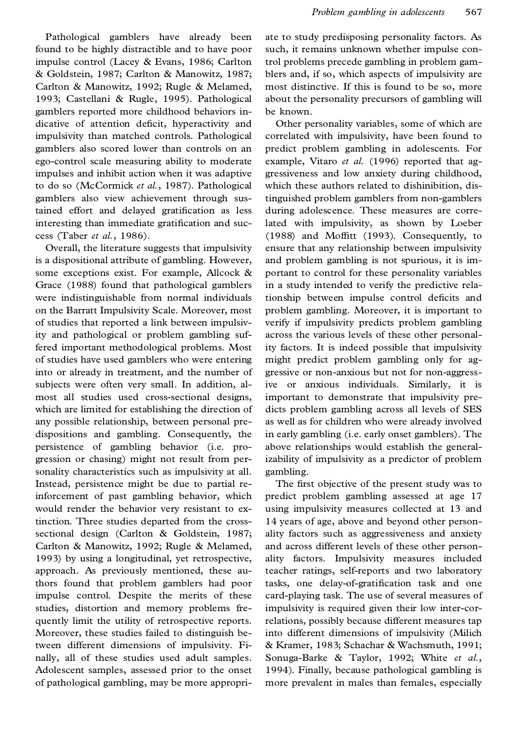Pathological gamblers have already been found to be highly distractible and to have poor impulse control (Lacey & Evans, 1986; Carlton & Goldstein, 1987; Carlton & Manowitz, 1987; Carlton & Manowitz, 1992; Rugle & Melamed, 1993; Castellani & Rugle, 1995). Pathological gamblers reported more childhood behaviors indicative of attention deficit, hyperactivity and impulsivity than matched controls. Pathological gamblers also scored lower than controls on an ego-control scale measuring ability to moderate impulses and inhibit action when it was adaptive to do so (McCormick *et al.*, 1987). Pathological gamblers also view achievement through sustained effort and delayed gratification as less interesting than immediate gratification and success (Taber *et al.*, 1986).

Overall, the literature suggests that impulsivity is a dispositional attribute of gambling. However, some exceptions exist. For example, Allcock & Grace (1988) found that pathological gamblers were indistinguishable from normal individuals on the Barratt Impulsivity Scale. Moreover, most of studies that reported a link between impulsivity and pathological or problem gambling suffered important methodological problems. Most of studies have used gamblers who were entering into or already in treatment, and the number of subjects were often very small. In addition, almost all studies used cross-sectional designs, which are limited for establishing the direction of any possible relationship, between personal predispositions and gambling. Consequently, the persistence of gambling behavior (i.e. progression or chasing) might not result from personality characteristics such as impulsivity at all. Instead, persistence might be due to partial reinforcement of past gambling behavior, which would render the behavior very resistant to extinction. Three studies departed from the cross-sectional design (Carlton & Goldstein, 1987; Carlton & Manowitz, 1992; Rugle & Melamed, 1993) by using a longitudinal, yet retrospective, approach. As previously mentioned, these authors found that problem gamblers had poor impulse control. Despite the merits of these studies, distortion and memory problems frequently limit the utility of retrospective reports. Moreover, these studies failed to distinguish between different dimensions of impulsivity. Finally, all of these studies used adult samples. Adolescent samples, assessed prior to the onset of pathological gambling, may be more appropriate to study predisposing personality factors. As such, it remains unknown whether impulse control problems precede gambling in problem gamblers and, if so, which aspects of impulsivity are most distinctive. If this is found to be so, more about the personality precursors of gambling will be known.

Other personality variables, some of which are correlated with impulsivity, have been found to predict problem gambling in adolescents. For example, Vitaro *et al.* (1996) reported that aggressiveness and low anxiety during childhood, which these authors related to dishinibition, distinguished problem gamblers from non-gamblers during adolescence. These measures are correlated with impulsivity, as shown by Loeber (1988) and Moffitt (1993). Consequently, to ensure that any relationship between impulsivity and problem gambling is not spurious, it is important to control for these personality variables in a study intended to verify the predictive relationship between impulse control deficits and problem gambling. Moreover, it is important to verify if impulsivity predicts problem gambling across the various levels of these other personality factors. It is indeed possible that impulsivity might predict problem gambling only for aggressive or non-anxious but not for non-aggressive or anxious individuals. Similarly, it is important to demonstrate that impulsivity predicts problem gambling across all levels of SES as well as for children who were already involved in early gambling (i.e. early onset gamblers). The above relationships would establish the generalizability of impulsivity as a predictor of problem gambling.

The first objective of the present study was to predict problem gambling assessed at age 17 using impulsivity measures collected at 13 and 14 years of age, above and beyond other personality factors such as aggressiveness and anxiety and across different levels of these other personality factors. Impulsivity measures included teacher ratings, self-reports and two laboratory tasks, one delay-of-gratification task and one card-playing task. The use of several measures of impulsivity is required given their low inter-correlations, possibly because different measures tap into different dimensions of impulsivity (Milich & Kramer, 1983; Schachar & Wachsmuth, 1991; Sonuga-Barke & Taylor, 1992; White *et al.*, 1994). Finally, because pathological gambling is more prevalent in males than females, especially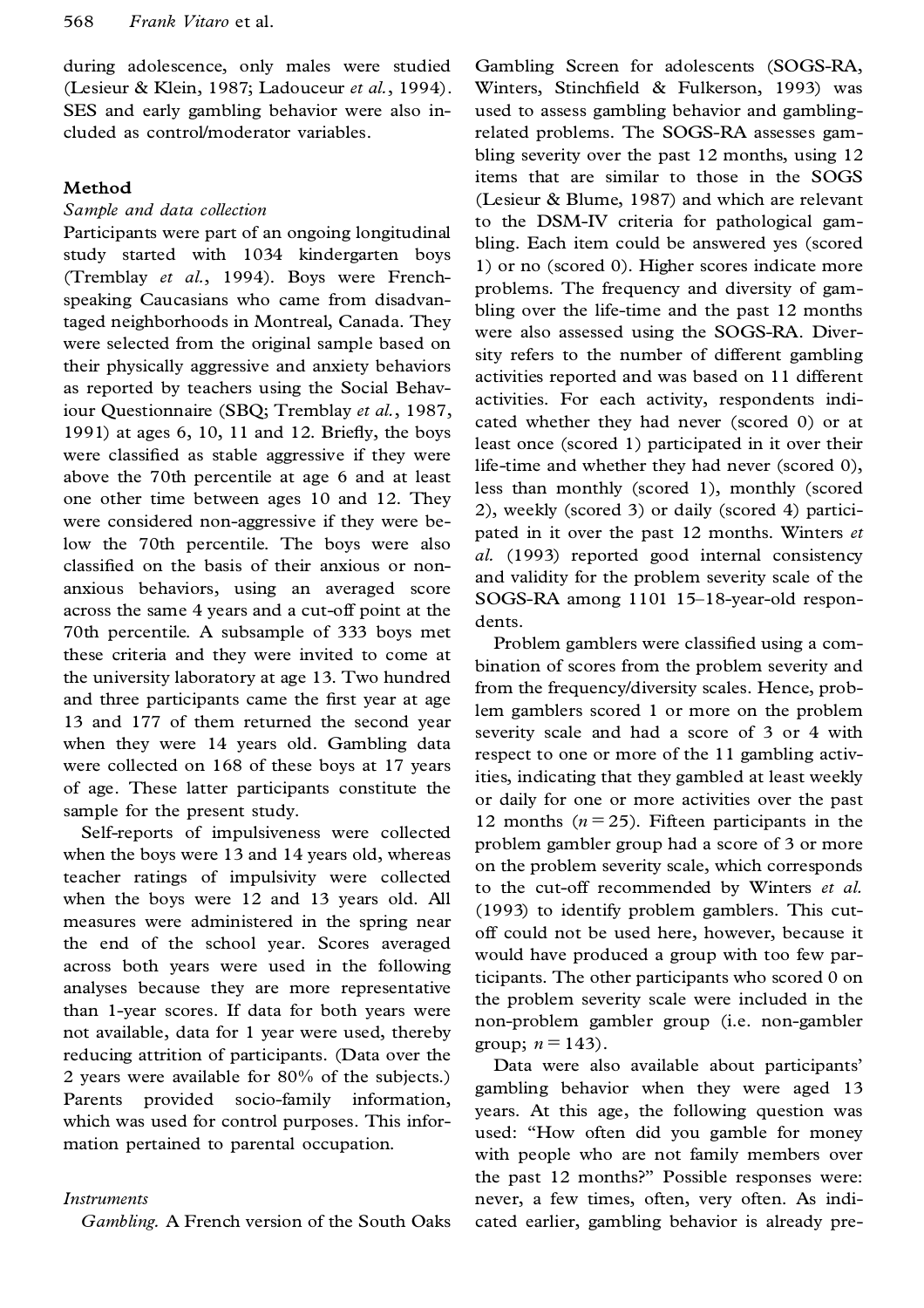during adolescence, only males were studied (Lesieur & Klein, 1987; Ladouceur *et al.*, 1994). SES and early gambling behavior were also included as control/moderator variables.

## Method

### *Sample and data collection*

Participants were part of an ongoing longitudinal study started with 1034 kindergarten boys (Tremblay *et al.*, 1994). Boys were French-speaking Caucasians who came from disadvantaged neighborhoods in Montreal, Canada. They were selected from the original sample based on their physically aggressive and anxiety behaviors as reported by teachers using the Social Behaviour Questionnaire (SBQ; Tremblay *et al.*, 1987, 1991) at ages 6, 10, 11 and 12. Briefly, the boys were classified as stable aggressive if they were above the 70th percentile at age 6 and at least one other time between ages 10 and 12. They were considered non-aggressive if they were below the 70th percentile. The boys were also classified on the basis of their anxious or non-anxious behaviors, using an averaged score across the same 4 years and a cut-off point at the 70th percentile. A subsample of 333 boys met these criteria and they were invited to come at the university laboratory at age 13. Two hundred and three participants came the first year at age 13 and 177 of them returned the second year when they were 14 years old. Gambling data were collected on 168 of these boys at 17 years of age. These latter participants constitute the sample for the present study.

Self-reports of impulsiveness were collected when the boys were 13 and 14 years old, whereas teacher ratings of impulsivity were collected when the boys were 12 and 13 years old. All measures were administered in the spring near the end of the school year. Scores averaged across both years were used in the following analyses because they are more representative than 1-year scores. If data for both years were not available, data for 1 year were used, thereby reducing attrition of participants. (Data over the 2 years were available for 80% of the subjects.) Parents provided socio-family information, which was used for control purposes. This information pertained to parental occupation.

### *Instruments*

*Gambling.* A French version of the South Oaks Gambling Screen for adolescents (SOGS-RA, Winters, Stinchfield & Fulkerson, 1993) was used to assess gambling behavior and gambling-related problems. The SOGS-RA assesses gambling severity over the past 12 months, using 12 items that are similar to those in the SOGS (Lesieur & Blume, 1987) and which are relevant to the DSM-IV criteria for pathological gambling. Each item could be answered yes (scored 1) or no (scored 0). Higher scores indicate more problems. The frequency and diversity of gambling over the life-time and the past 12 months were also assessed using the SOGS-RA. Diversity refers to the number of different gambling activities reported and was based on 11 different activities. For each activity, respondents indicated whether they had never (scored 0) or at least once (scored 1) participated in it over their life-time and whether they had never (scored 0), less than monthly (scored 1), monthly (scored 2), weekly (scored 3) or daily (scored 4) participated in it over the past 12 months. Winters *et al.* (1993) reported good internal consistency and validity for the problem severity scale of the SOGS-RA among 1101 15–18-year-old respondents.

Problem gamblers were classified using a combination of scores from the problem severity and from the frequency/diversity scales. Hence, problem gamblers scored 1 or more on the problem severity scale and had a score of 3 or 4 with respect to one or more of the 11 gambling activities, indicating that they gambled at least weekly or daily for one or more activities over the past 12 months ($n = 25$). Fifteen participants in the problem gambler group had a score of 3 or more on the problem severity scale, which corresponds to the cut-off recommended by Winters *et al.* (1993) to identify problem gamblers. This cut-off could not be used here, however, because it would have produced a group with too few participants. The other participants who scored 0 on the problem severity scale were included in the non-problem gambler group (i.e. non-gambler group; $n = 143$).

Data were also available about participants' gambling behavior when they were aged 13 years. At this age, the following question was used: "How often did you gamble for money with people who are not family members over the past 12 months?" Possible responses were: never, a few times, often, very often. As indicated earlier, gambling behavior is already pre-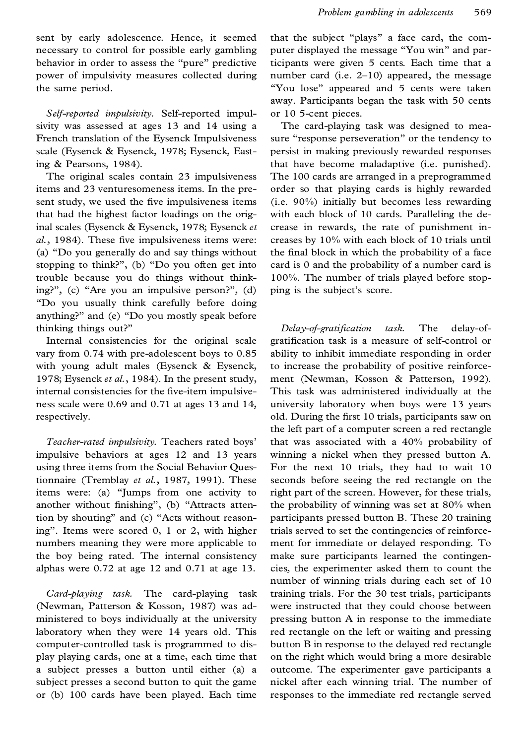sent by early adolescence. Hence, it seemed necessary to control for possible early gambling behavior in order to assess the "pure" predictive power of impulsivity measures collected during the same period.

*Self-reported impulsivity.* Self-reported impulsivity was assessed at ages 13 and 14 using a French translation of the Eysenck Impulsiveness scale (Eysenck & Eysenck, 1978; Eysenck, Easting & Pearsons, 1984).

The original scales contain 23 impulsiveness items and 23 venturesomeness items. In the present study, we used the five impulsiveness items that had the highest factor loadings on the original scales (Eysenck & Eysenck, 1978; Eysenck *et al.*, 1984). These five impulsiveness items were: (a) "Do you generally do and say things without stopping to think?", (b) "Do you often get into trouble because you do things without thinking?", (c) "Are you an impulsive person?", (d) "Do you usually think carefully before doing anything?" and (e) "Do you mostly speak before thinking things out?"

Internal consistencies for the original scale vary from 0.74 with pre-adolescent boys to 0.85 with young adult males (Eysenck & Eysenck, 1978; Eysenck *et al.*, 1984). In the present study, internal consistencies for the five-item impulsiveness scale were 0.69 and 0.71 at ages 13 and 14, respectively.

*Teacher-rated impulsivity.* Teachers rated boys' impulsive behaviors at ages 12 and 13 years using three items from the Social Behavior Questionnaire (Tremblay *et al.*, 1987, 1991). These items were: (a) "Jumps from one activity to another without finishing", (b) "Attracts attention by shouting" and (c) "Acts without reasoning". Items were scored 0, 1 or 2, with higher numbers meaning they were more applicable to the boy being rated. The internal consistency alphas were 0.72 at age 12 and 0.71 at age 13.

*Card-playing task.* The card-playing task (Newman, Patterson & Kosson, 1987) was administered to boys individually at the university laboratory when they were 14 years old. This computer-controlled task is programmed to display playing cards, one at a time, each time that a subject presses a button until either (a) a subject presses a second button to quit the game or (b) 100 cards have been played. Each time that the subject "plays" a face card, the computer displayed the message "You win" and participants were given 5 cents. Each time that a number card (i.e. 2–10) appeared, the message "You lose" appeared and 5 cents were taken away. Participants began the task with 50 cents or 10 5-cent pieces.

The card-playing task was designed to measure "response perseveration" or the tendency to persist in making previously rewarded responses that have become maladaptive (i.e. punished). The 100 cards are arranged in a preprogrammed order so that playing cards is highly rewarded (i.e. 90%) initially but becomes less rewarding with each block of 10 cards. Paralleling the decrease in rewards, the rate of punishment increases by 10% with each block of 10 trials until the final block in which the probability of a face card is 0 and the probability of a number card is 100%. The number of trials played before stopping is the subject's score.

*Delay-of-gratification task.* The delay-of-gratification task is a measure of self-control or ability to inhibit immediate responding in order to increase the probability of positive reinforcement (Newman, Kosson & Patterson, 1992). This task was administered individually at the university laboratory when boys were 13 years old. During the first 10 trials, participants saw on the left part of a computer screen a red rectangle that was associated with a 40% probability of winning a nickel when they pressed button A. For the next 10 trials, they had to wait 10 seconds before seeing the red rectangle on the right part of the screen. However, for these trials, the probability of winning was set at 80% when participants pressed button B. These 20 training trials served to set the contingencies of reinforcement for immediate or delayed responding. To make sure participants learned the contingencies, the experimenter asked them to count the number of winning trials during each set of 10 training trials. For the 30 test trials, participants were instructed that they could choose between pressing button A in response to the immediate red rectangle on the left or waiting and pressing button B in response to the delayed red rectangle on the right which would bring a more desirable outcome. The experimenter gave participants a nickel after each winning trial. The number of responses to the immediate red rectangle served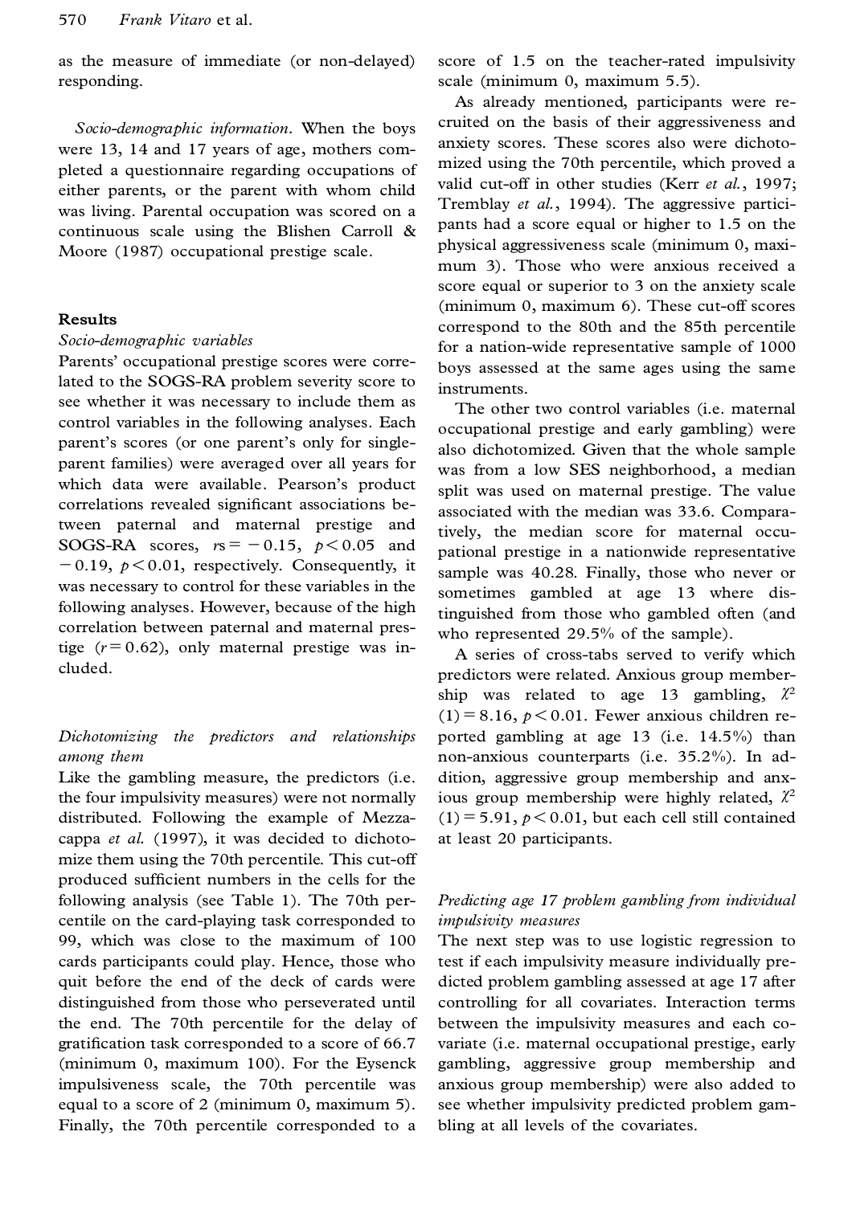as the measure of immediate (or non-delayed) responding.

*Socio-demographic information.* When the boys were 13, 14 and 17 years of age, mothers completed a questionnaire regarding occupations of either parents, or the parent with whom child was living. Parental occupation was scored on a continuous scale using the Blishen Carroll & Moore (1987) occupational prestige scale.

## Results

### *Socio-demographic variables*

Parents' occupational prestige scores were correlated to the SOGS-RA problem severity score to see whether it was necessary to include them as control variables in the following analyses. Each parent's scores (or one parent's only for single-parent families) were averaged over all years for which data were available. Pearson's product correlations revealed significant associations between paternal and maternal prestige and SOGS-RA scores, $rs = -0.15$, $p < 0.05$ and $-0.19$, $p < 0.01$, respectively. Consequently, it was necessary to control for these variables in the following analyses. However, because of the high correlation between paternal and maternal prestige ($r = 0.62$), only maternal prestige was included.

### *Dichotomizing the predictors and relationships among them*

Like the gambling measure, the predictors (i.e. the four impulsivity measures) were not normally distributed. Following the example of Mezzacappa *et al.* (1997), it was decided to dichotomize them using the 70th percentile. This cut-off produced sufficient numbers in the cells for the following analysis (see Table 1). The 70th percentile on the card-playing task corresponded to 99, which was close to the maximum of 100 cards participants could play. Hence, those who quit before the end of the deck of cards were distinguished from those who perseverated until the end. The 70th percentile for the delay of gratification task corresponded to a score of 66.7 (minimum 0, maximum 100). For the Eysenck impulsiveness scale, the 70th percentile was equal to a score of 2 (minimum 0, maximum 5). Finally, the 70th percentile corresponded to a score of 1.5 on the teacher-rated impulsivity scale (minimum 0, maximum 5.5).

As already mentioned, participants were recruited on the basis of their aggressiveness and anxiety scores. These scores also were dichotomized using the 70th percentile, which proved a valid cut-off in other studies (Kerr *et al.*, 1997; Tremblay *et al.*, 1994). The aggressive participants had a score equal or higher to 1.5 on the physical aggressiveness scale (minimum 0, maximum 3). Those who were anxious received a score equal or superior to 3 on the anxiety scale (minimum 0, maximum 6). These cut-off scores correspond to the 80th and the 85th percentile for a nation-wide representative sample of 1000 boys assessed at the same ages using the same instruments.

The other two control variables (i.e. maternal occupational prestige and early gambling) were also dichotomized. Given that the whole sample was from a low SES neighborhood, a median split was used on maternal prestige. The value associated with the median was 33.6. Comparatively, the median score for maternal occupational prestige in a nationwide representative sample was 40.28. Finally, those who never or sometimes gambled at age 13 where distinguished from those who gambled often (and who represented 29.5% of the sample).

A series of cross-tabs served to verify which predictors were related. Anxious group membership was related to age 13 gambling, $\chi^2(1) = 8.16$, $p < 0.01$. Fewer anxious children reported gambling at age 13 (i.e. 14.5%) than non-anxious counterparts (i.e. 35.2%). In addition, aggressive group membership and anxious group membership were highly related, $\chi^2(1) = 5.91$, $p < 0.01$, but each cell still contained at least 20 participants.

### *Predicting age 17 problem gambling from individual impulsivity measures*

The next step was to use logistic regression to test if each impulsivity measure individually predicted problem gambling assessed at age 17 after controlling for all covariates. Interaction terms between the impulsivity measures and each covariate (i.e. maternal occupational prestige, early gambling, aggressive group membership and anxious group membership) were also added to see whether impulsivity predicted problem gambling at all levels of the covariates.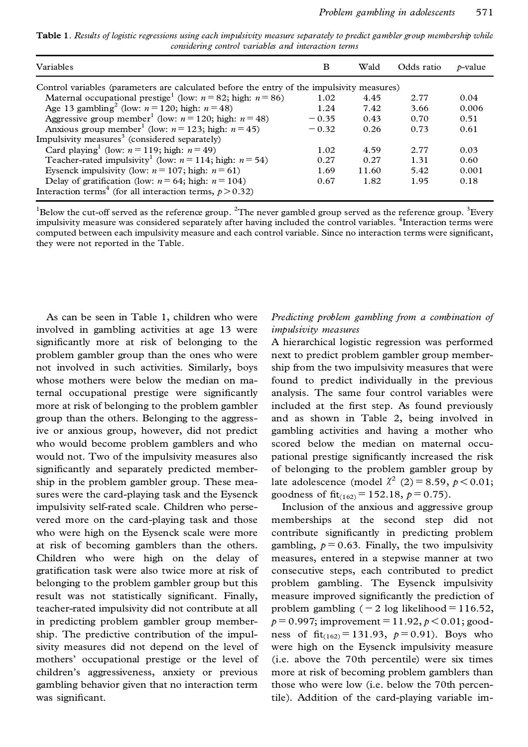**Table 1.** *Results of logistic regressions using each impulsivity measure separately to predict gambler group membership while considering control variables and interaction terms*

| Variables | B | Wald | Odds ratio | *p*-value |
|---|---|---|---|---|
| Control variables (parameters are calculated before the entry of the impulsivity measures) | | | | |
| Maternal occupational prestige[1] (low: $n = 82$; high: $n = 86$) | 1.02 | 4.45 | 2.77 | 0.04 |
| Age 13 gambling[2] (low: $n = 120$; high: $n = 48$) | 1.24 | 7.42 | 3.66 | 0.006 |
| Aggressive group member[1] (low: $n = 120$; high: $n = 48$) | −0.35 | 0.43 | 0.70 | 0.51 |
| Anxious group member[1] (low: $n = 123$; high: $n = 45$) | −0.32 | 0.26 | 0.73 | 0.61 |
| Impulsivity measures[3] (considered separately) | | | | |
| Card playing[1] (low: $n = 119$; high: $n = 49$) | 1.02 | 4.59 | 2.77 | 0.03 |
| Teacher-rated impulsivity[1] (low: $n = 114$; high: $n = 54$) | 0.27 | 0.27 | 1.31 | 0.60 |
| Eysenck impulsivity (low: $n = 107$; high: $n = 61$) | 1.69 | 11.60 | 5.42 | 0.001 |
| Delay of gratification (low: $n = 64$; high: $n = 104$) | 0.67 | 1.82 | 1.95 | 0.18 |
| Interaction terms[4] (for all interaction terms, $p > 0.32$) | | | | |

[1]Below the cut-off served as the reference group. [2]The never gambled group served as the reference group. [3]Every impulsivity measure was considered separately after having included the control variables. [4]Interaction terms were computed between each impulsivity measure and each control variable. Since no interaction terms were significant, they were not reported in the Table.

As can be seen in Table 1, children who were involved in gambling activities at age 13 were significantly more at risk of belonging to the problem gambler group than the ones who were not involved in such activities. Similarly, boys whose mothers were below the median on maternal occupational prestige were significantly more at risk of belonging to the problem gambler group than the others. Belonging to the aggressive or anxious group, however, did not predict who would become problem gamblers and who would not. Two of the impulsivity measures also significantly and separately predicted membership in the problem gambler group. These measures were the card-playing task and the Eysenck impulsivity self-rated scale. Children who persevered more on the card-playing task and those who were high on the Eysenck scale were more at risk of becoming gamblers than the others. Children who were high on the delay of gratification task were also twice more at risk of belonging to the problem gambler group but this result was not statistically significant. Finally, teacher-rated impulsivity did not contribute at all in predicting problem gambler group membership. The predictive contribution of the impulsivity measures did not depend on the level of mothers' occupational prestige or the level of children's aggressiveness, anxiety or previous gambling behavior given that no interaction term was significant.

*Predicting problem gambling from a combination of impulsivity measures*

A hierarchical logistic regression was performed next to predict problem gambler group membership from the two impulsivity measures that were found to predict individually in the previous analysis. The same four control variables were included at the first step. As found previously and as shown in Table 2, being involved in gambling activities and having a mother who scored below the median on maternal occupational prestige significantly increased the risk of belonging to the problem gambler group by late adolescence (model $\chi^2$ $(2) = 8.59$, $p < 0.01$; goodness of $\text{fit}_{(162)} = 152.18$, $p = 0.75$).

Inclusion of the anxious and aggressive group memberships at the second step did not contribute significantly in predicting problem gambling, $p = 0.63$. Finally, the two impulsivity measures, entered in a stepwise manner at two consecutive steps, each contributed to predict problem gambling. The Eysenck impulsivity measure improved significantly the prediction of problem gambling ($-2$ log likelihood $= 116.52$, $p = 0.997$; improvement $= 11.92$, $p < 0.01$; goodness of $\text{fit}_{(162)} = 131.93$, $p = 0.91$). Boys who were high on the Eysenck impulsivity measure (i.e. above the 70th percentile) were six times more at risk of becoming problem gamblers than those who were low (i.e. below the 70th percentile). Addition of the card-playing variable im-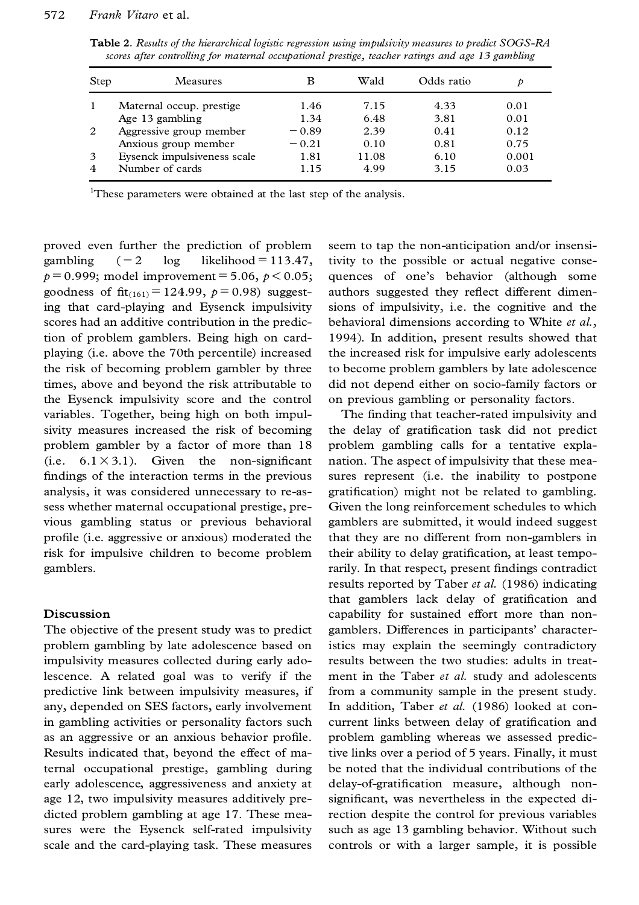**Table 2.** *Results of the hierarchical logistic regression using impulsivity measures to predict SOGS-RA scores after controlling for maternal occupational prestige, teacher ratings and age 13 gambling*

| Step | Measures | B | Wald | Odds ratio | $p$ |
|---|---|---|---|---|---|
| 1 | Maternal occup. prestige | 1.46 | 7.15 | 4.33 | 0.01 |
| | Age 13 gambling | 1.34 | 6.48 | 3.81 | 0.01 |
| 2 | Aggressive group member | −0.89 | 2.39 | 0.41 | 0.12 |
| | Anxious group member | −0.21 | 0.10 | 0.81 | 0.75 |
| 3 | Eysenck impulsiveness scale | 1.81 | 11.08 | 6.10 | 0.001 |
| 4 | Number of cards | 1.15 | 4.99 | 3.15 | 0.03 |

[1]These parameters were obtained at the last step of the analysis.

proved even further the prediction of problem gambling ($-2$ log likelihood $= 113.47$, $p = 0.999$; model improvement $= 5.06$, $p < 0.05$; goodness of $\text{fit}_{(161)} = 124.99$, $p = 0.98$) suggesting that card-playing and Eysenck impulsivity scores had an additive contribution in the prediction of problem gamblers. Being high on card-playing (i.e. above the 70th percentile) increased the risk of becoming problem gambler by three times, above and beyond the risk attributable to the Eysenck impulsivity score and the control variables. Together, being high on both impulsivity measures increased the risk of becoming problem gambler by a factor of more than 18 (i.e. $6.1 \times 3.1$). Given the non-significant findings of the interaction terms in the previous analysis, it was considered unnecessary to re-assess whether maternal occupational prestige, previous gambling status or previous behavioral profile (i.e. aggressive or anxious) moderated the risk for impulsive children to become problem gamblers.

## Discussion

The objective of the present study was to predict problem gambling by late adolescence based on impulsivity measures collected during early adolescence. A related goal was to verify if the predictive link between impulsivity measures, if any, depended on SES factors, early involvement in gambling activities or personality factors such as an aggressive or an anxious behavior profile. Results indicated that, beyond the effect of maternal occupational prestige, gambling during early adolescence, aggressiveness and anxiety at age 12, two impulsivity measures additively predicted problem gambling at age 17. These measures were the Eysenck self-rated impulsivity scale and the card-playing task. These measures seem to tap the non-anticipation and/or insensitivity to the possible or actual negative consequences of one's behavior (although some authors suggested they reflect different dimensions of impulsivity, i.e. the cognitive and the behavioral dimensions according to White *et al.*, 1994). In addition, present results showed that the increased risk for impulsive early adolescents to become problem gamblers by late adolescence did not depend either on socio-family factors or on previous gambling or personality factors.

The finding that teacher-rated impulsivity and the delay of gratification task did not predict problem gambling calls for a tentative explanation. The aspect of impulsivity that these measures represent (i.e. the inability to postpone gratification) might not be related to gambling. Given the long reinforcement schedules to which gamblers are submitted, it would indeed suggest that they are no different from non-gamblers in their ability to delay gratification, at least temporarily. In that respect, present findings contradict results reported by Taber *et al.* (1986) indicating that gamblers lack delay of gratification and capability for sustained effort more than non-gamblers. Differences in participants' characteristics may explain the seemingly contradictory results between the two studies: adults in treatment in the Taber *et al.* study and adolescents from a community sample in the present study. In addition, Taber *et al.* (1986) looked at concurrent links between delay of gratification and problem gambling whereas we assessed predictive links over a period of 5 years. Finally, it must be noted that the individual contributions of the delay-of-gratification measure, although non-significant, was nevertheless in the expected direction despite the control for previous variables such as age 13 gambling behavior. Without such controls or with a larger sample, it is possible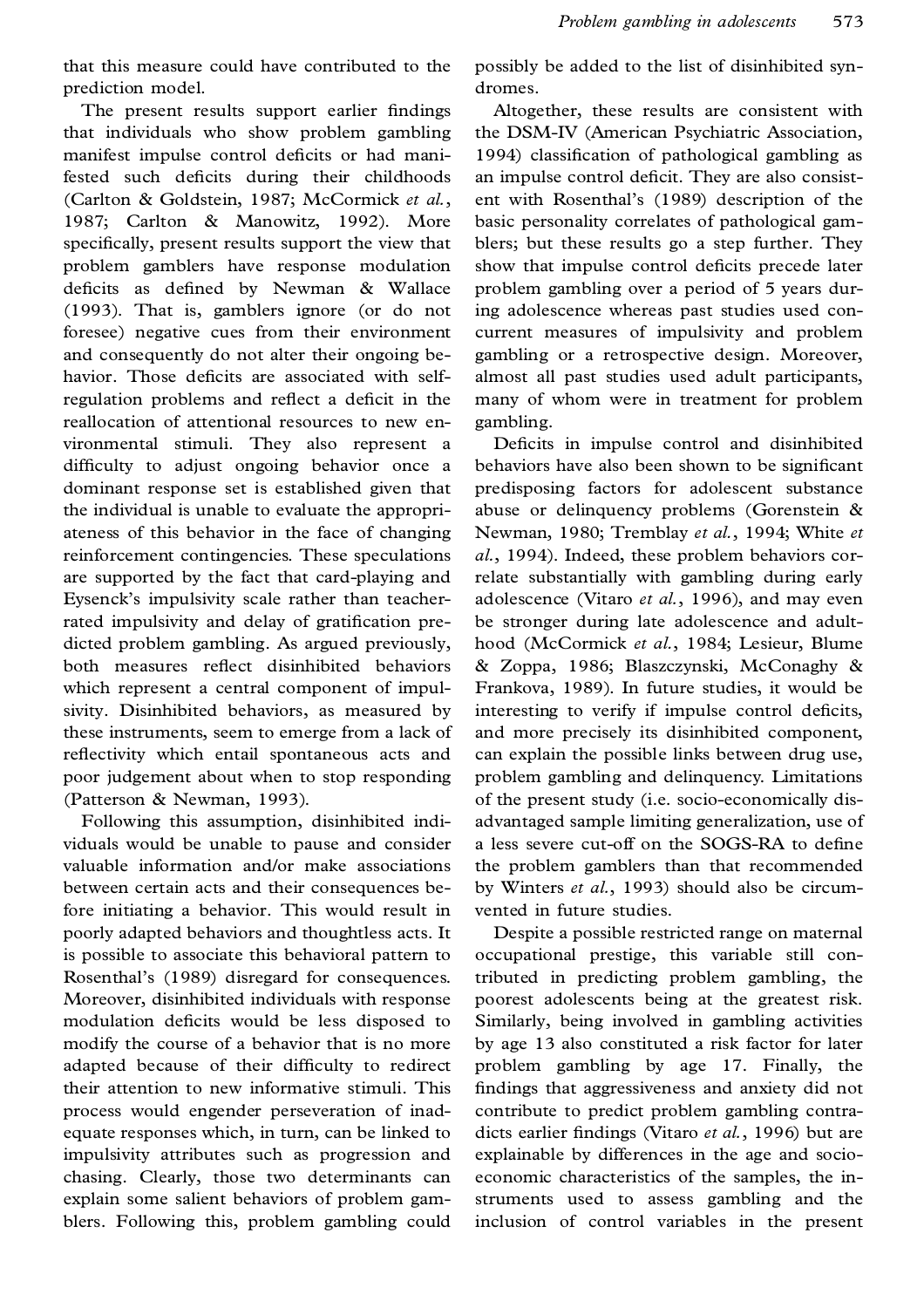that this measure could have contributed to the prediction model.

The present results support earlier findings that individuals who show problem gambling manifest impulse control deficits or had manifested such deficits during their childhoods (Carlton & Goldstein, 1987; McCormick *et al.*, 1987; Carlton & Manowitz, 1992). More specifically, present results support the view that problem gamblers have response modulation deficits as defined by Newman & Wallace (1993). That is, gamblers ignore (or do not foresee) negative cues from their environment and consequently do not alter their ongoing behavior. Those deficits are associated with self-regulation problems and reflect a deficit in the reallocation of attentional resources to new environmental stimuli. They also represent a difficulty to adjust ongoing behavior once a dominant response set is established given that the individual is unable to evaluate the appropriateness of this behavior in the face of changing reinforcement contingencies. These speculations are supported by the fact that card-playing and Eysenck's impulsivity scale rather than teacher-rated impulsivity and delay of gratification predicted problem gambling. As argued previously, both measures reflect disinhibited behaviors which represent a central component of impulsivity. Disinhibited behaviors, as measured by these instruments, seem to emerge from a lack of reflectivity which entail spontaneous acts and poor judgement about when to stop responding (Patterson & Newman, 1993).

Following this assumption, disinhibited individuals would be unable to pause and consider valuable information and/or make associations between certain acts and their consequences before initiating a behavior. This would result in poorly adapted behaviors and thoughtless acts. It is possible to associate this behavioral pattern to Rosenthal's (1989) disregard for consequences. Moreover, disinhibited individuals with response modulation deficits would be less disposed to modify the course of a behavior that is no more adapted because of their difficulty to redirect their attention to new informative stimuli. This process would engender perseveration of inadequate responses which, in turn, can be linked to impulsivity attributes such as progression and chasing. Clearly, those two determinants can explain some salient behaviors of problem gamblers. Following this, problem gambling could possibly be added to the list of disinhibited syndromes.

Altogether, these results are consistent with the DSM-IV (American Psychiatric Association, 1994) classification of pathological gambling as an impulse control deficit. They are also consistent with Rosenthal's (1989) description of the basic personality correlates of pathological gamblers; but these results go a step further. They show that impulse control deficits precede later problem gambling over a period of 5 years during adolescence whereas past studies used concurrent measures of impulsivity and problem gambling or a retrospective design. Moreover, almost all past studies used adult participants, many of whom were in treatment for problem gambling.

Deficits in impulse control and disinhibited behaviors have also been shown to be significant predisposing factors for adolescent substance abuse or delinquency problems (Gorenstein & Newman, 1980; Tremblay *et al.*, 1994; White *et al.*, 1994). Indeed, these problem behaviors correlate substantially with gambling during early adolescence (Vitaro *et al.*, 1996), and may even be stronger during late adolescence and adulthood (McCormick *et al.*, 1984; Lesieur, Blume & Zoppa, 1986; Blaszczynski, McConaghy & Frankova, 1989). In future studies, it would be interesting to verify if impulse control deficits, and more precisely its disinhibited component, can explain the possible links between drug use, problem gambling and delinquency. Limitations of the present study (i.e. socio-economically disadvantaged sample limiting generalization, use of a less severe cut-off on the SOGS-RA to define the problem gamblers than that recommended by Winters *et al.*, 1993) should also be circumvented in future studies.

Despite a possible restricted range on maternal occupational prestige, this variable still contributed in predicting problem gambling, the poorest adolescents being at the greatest risk. Similarly, being involved in gambling activities by age 13 also constituted a risk factor for later problem gambling by age 17. Finally, the findings that aggressiveness and anxiety did not contribute to predict problem gambling contradicts earlier findings (Vitaro *et al.*, 1996) but are explainable by differences in the age and socio-economic characteristics of the samples, the instruments used to assess gambling and the inclusion of control variables in the present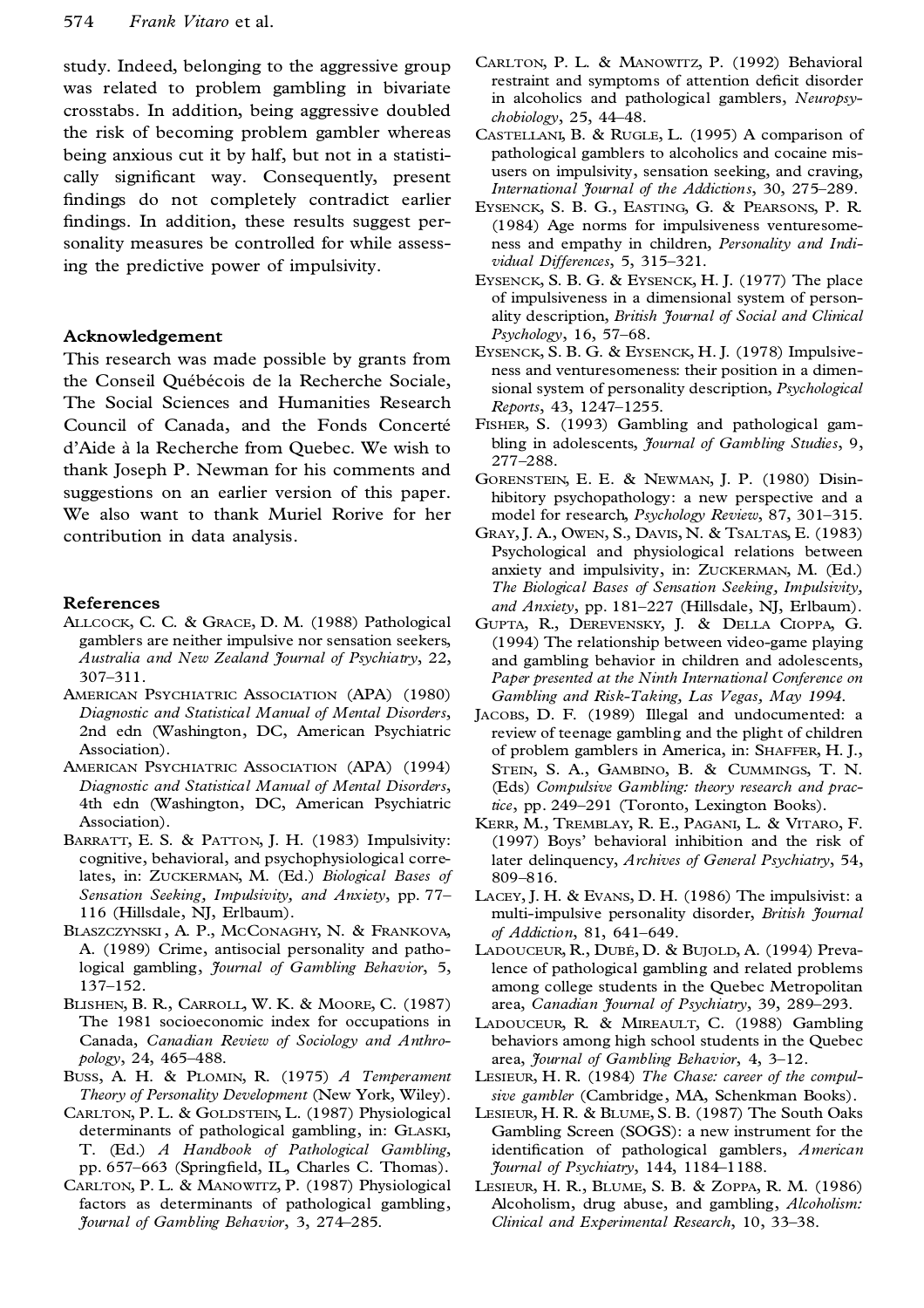study. Indeed, belonging to the aggressive group was related to problem gambling in bivariate crosstabs. In addition, being aggressive doubled the risk of becoming problem gambler whereas being anxious cut it by half, but not in a statistically significant way. Consequently, present findings do not completely contradict earlier findings. In addition, these results suggest personality measures be controlled for while assessing the predictive power of impulsivity.

## Acknowledgement

This research was made possible by grants from the Conseil Québécois de la Recherche Sociale, The Social Sciences and Humanities Research Council of Canada, and the Fonds Concerté d'Aide à la Recherche from Quebec. We wish to thank Joseph P. Newman for his comments and suggestions on an earlier version of this paper. We also want to thank Muriel Rorive for her contribution in data analysis.

## References

Allcock, C. C. & Grace, D. M. (1988) Pathological gamblers are neither impulsive nor sensation seekers, *Australia and New Zealand Journal of Psychiatry*, 22, 307–311.

American Psychiatric Association (APA) (1980) *Diagnostic and Statistical Manual of Mental Disorders*, 2nd edn (Washington, DC, American Psychiatric Association).

American Psychiatric Association (APA) (1994) *Diagnostic and Statistical Manual of Mental Disorders*, 4th edn (Washington, DC, American Psychiatric Association).

Barratt, E. S. & Patton, J. H. (1983) Impulsivity: cognitive, behavioral, and psychophysiological correlates, in: Zuckerman, M. (Ed.) *Biological Bases of Sensation Seeking, Impulsivity, and Anxiety*, pp. 77–116 (Hillsdale, NJ, Erlbaum).

Blaszczynski, A. P., McConaghy, N. & Frankova, A. (1989) Crime, antisocial personality and pathological gambling, *Journal of Gambling Behavior*, 5, 137–152.

Blishen, B. R., Carroll, W. K. & Moore, C. (1987) The 1981 socioeconomic index for occupations in Canada, *Canadian Review of Sociology and Anthropology*, 24, 465–488.

Buss, A. H. & Plomin, R. (1975) *A Temperament Theory of Personality Development* (New York, Wiley).

Carlton, P. L. & Goldstein, L. (1987) Physiological determinants of pathological gambling, in: Glaski, T. (Ed.) *A Handbook of Pathological Gambling*, pp. 657–663 (Springfield, IL, Charles C. Thomas).

Carlton, P. L. & Manowitz, P. (1987) Physiological factors as determinants of pathological gambling, *Journal of Gambling Behavior*, 3, 274–285.

Carlton, P. L. & Manowitz, P. (1992) Behavioral restraint and symptoms of attention deficit disorder in alcoholics and pathological gamblers, *Neuropsychobiology*, 25, 44–48.

Castellani, B. & Rugle, L. (1995) A comparison of pathological gamblers to alcoholics and cocaine misusers on impulsivity, sensation seeking, and craving, *International Journal of the Addictions*, 30, 275–289.

Eysenck, S. B. G., Easting, G. & Pearsons, P. R. (1984) Age norms for impulsiveness venturesomeness and empathy in children, *Personality and Individual Differences*, 5, 315–321.

Eysenck, S. B. G. & Eysenck, H. J. (1977) The place of impulsiveness in a dimensional system of personality description, *British Journal of Social and Clinical Psychology*, 16, 57–68.

Eysenck, S. B. G. & Eysenck, H. J. (1978) Impulsiveness and venturesomeness: their position in a dimensional system of personality description, *Psychological Reports*, 43, 1247–1255.

Fisher, S. (1993) Gambling and pathological gambling in adolescents, *Journal of Gambling Studies*, 9, 277–288.

Gorenstein, E. E. & Newman, J. P. (1980) Disinhibitory psychopathology: a new perspective and a model for research, *Psychology Review*, 87, 301–315.

Gray, J. A., Owen, S., Davis, N. & Tsaltas, E. (1983) Psychological and physiological relations between anxiety and impulsivity, in: Zuckerman, M. (Ed.) *The Biological Bases of Sensation Seeking, Impulsivity, and Anxiety*, pp. 181–227 (Hillsdale, NJ, Erlbaum).

Gupta, R., Derevensky, J. & Della Cioppa, G. (1994) The relationship between video-game playing and gambling behavior in children and adolescents, *Paper presented at the Ninth International Conference on Gambling and Risk-Taking, Las Vegas, May 1994.*

Jacobs, D. F. (1989) Illegal and undocumented: a review of teenage gambling and the plight of children of problem gamblers in America, in: Shaffer, H. J., Stein, S. A., Gambino, B. & Cummings, T. N. (Eds) *Compulsive Gambling: theory research and practice*, pp. 249–291 (Toronto, Lexington Books).

Kerr, M., Tremblay, R. E., Pagani, L. & Vitaro, F. (1997) Boys' behavioral inhibition and the risk of later delinquency, *Archives of General Psychiatry*, 54, 809–816.

Lacey, J. H. & Evans, D. H. (1986) The impulsivist: a multi-impulsive personality disorder, *British Journal of Addiction*, 81, 641–649.

Ladouceur, R., Dubé, D. & Bujold, A. (1994) Prevalence of pathological gambling and related problems among college students in the Quebec Metropolitan area, *Canadian Journal of Psychiatry*, 39, 289–293.

Ladouceur, R. & Mireault, C. (1988) Gambling behaviors among high school students in the Quebec area, *Journal of Gambling Behavior*, 4, 3–12.

Lesieur, H. R. (1984) *The Chase: career of the compulsive gambler* (Cambridge, MA, Schenkman Books).

Lesieur, H. R. & Blume, S. B. (1987) The South Oaks Gambling Screen (SOGS): a new instrument for the identification of pathological gamblers, *American Journal of Psychiatry*, 144, 1184–1188.

Lesieur, H. R., Blume, S. B. & Zoppa, R. M. (1986) Alcoholism, drug abuse, and gambling, *Alcoholism: Clinical and Experimental Research*, 10, 33–38.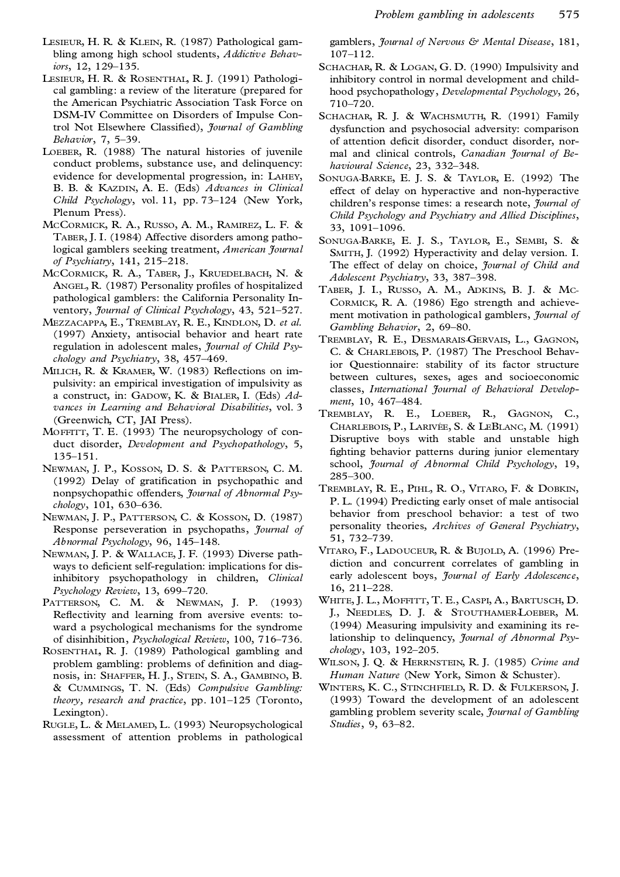LESIEUR, H. R. & KLEIN, R. (1987) Pathological gambling among high school students, *Addictive Behaviors*, 12, 129–135.

LESIEUR, H. R. & ROSENTHAL, R. J. (1991) Pathological gambling: a review of the literature (prepared for the American Psychiatric Association Task Force on DSM-IV Committee on Disorders of Impulse Control Not Elsewhere Classified), *Journal of Gambling Behavior*, 7, 5–39.

LOEBER, R. (1988) The natural histories of juvenile conduct problems, substance use, and delinquency: evidence for developmental progression, in: LAHEY, B. B. & KAZDIN, A. E. (Eds) *Advances in Clinical Child Psychology*, vol. 11, pp. 73–124 (New York, Plenum Press).

MCCORMICK, R. A., RUSSO, A. M., RAMIREZ, L. F. & TABER, J. I. (1984) Affective disorders among pathological gamblers seeking treatment, *American Journal of Psychiatry*, 141, 215–218.

MCCORMICK, R. A., TABER, J., KRUEDELBACH, N. & ANGEL, R. (1987) Personality profiles of hospitalized pathological gamblers: the California Personality Inventory, *Journal of Clinical Psychology*, 43, 521–527.

MEZZACAPPA, E., TREMBLAY, R. E., KINDLON, D. *et al.* (1997) Anxiety, antisocial behavior and heart rate regulation in adolescent males, *Journal of Child Psychology and Psychiatry*, 38, 457–469.

MILICH, R. & KRAMER, W. (1983) Reflections on impulsivity: an empirical investigation of impulsivity as a construct, in: GADOW, K. & BIALER, I. (Eds) *Advances in Learning and Behavioral Disabilities*, vol. 3 (Greenwich, CT, JAI Press).

MOFFITT, T. E. (1993) The neuropsychology of conduct disorder, *Development and Psychopathology*, 5, 135–151.

NEWMAN, J. P., KOSSON, D. S. & PATTERSON, C. M. (1992) Delay of gratification in psychopathic and nonpsychopathic offenders, *Journal of Abnormal Psychology*, 101, 630–636.

NEWMAN, J. P., PATTERSON, C. & KOSSON, D. (1987) Response perseveration in psychopaths, *Journal of Abnormal Psychology*, 96, 145–148.

NEWMAN, J. P. & WALLACE, J. F. (1993) Diverse pathways to deficient self-regulation: implications for disinhibitory psychopathology in children, *Clinical Psychology Review*, 13, 699–720.

PATTERSON, C. M. & NEWMAN, J. P. (1993) Reflectivity and learning from aversive events: toward a psychological mechanisms for the syndrome of disinhibition, *Psychological Review*, 100, 716–736.

ROSENTHAL, R. J. (1989) Pathological gambling and problem gambling: problems of definition and diagnosis, in: SHAFFER, H. J., STEIN, S. A., GAMBINO, B. & CUMMINGS, T. N. (Eds) *Compulsive Gambling: theory, research and practice*, pp. 101–125 (Toronto, Lexington).

RUGLE, L. & MELAMED, L. (1993) Neuropsychological assessment of attention problems in pathological gamblers, *Journal of Nervous & Mental Disease*, 181, 107–112.

SCHACHAR, R. & LOGAN, G. D. (1990) Impulsivity and inhibitory control in normal development and childhood psychopathology, *Developmental Psychology*, 26, 710–720.

SCHACHAR, R. J. & WACHSMUTH, R. (1991) Family dysfunction and psychosocial adversity: comparison of attention deficit disorder, conduct disorder, normal and clinical controls, *Canadian Journal of Behavioural Science*, 23, 332–348.

SONUGA-BARKE, E. J. S. & TAYLOR, E. (1992) The effect of delay on hyperactive and non-hyperactive children's response times: a research note, *Journal of Child Psychology and Psychiatry and Allied Disciplines*, 33, 1091–1096.

SONUGA-BARKE, E. J. S., TAYLOR, E., SEMBI, S. & SMITH, J. (1992) Hyperactivity and delay version. I. The effect of delay on choice, *Journal of Child and Adolescent Psychiatry*, 33, 387–398.

TABER, J. I., RUSSO, A. M., ADKINS, B. J. & MCCORMICK, R. A. (1986) Ego strength and achievement motivation in pathological gamblers, *Journal of Gambling Behavior*, 2, 69–80.

TREMBLAY, R. E., DESMARAIS-GERVAIS, L., GAGNON, C. & CHARLEBOIS, P. (1987) The Preschool Behavior Questionnaire: stability of its factor structure between cultures, sexes, ages and socioeconomic classes, *International Journal of Behavioral Development*, 10, 467–484.

TREMBLAY, R. E., LOEBER, R., GAGNON, C., CHARLEBOIS, P., LARIVÉE, S. & LEBLANC, M. (1991) Disruptive boys with stable and unstable high fighting behavior patterns during junior elementary school, *Journal of Abnormal Child Psychology*, 19, 285–300.

TREMBLAY, R. E., PIHL, R. O., VITARO, F. & DOBKIN, P. L. (1994) Predicting early onset of male antisocial behavior from preschool behavior: a test of two personality theories, *Archives of General Psychiatry*, 51, 732–739.

VITARO, F., LADOUCEUR, R. & BUJOLD, A. (1996) Prediction and concurrent correlates of gambling in early adolescent boys, *Journal of Early Adolescence*, 16, 211–228.

WHITE, J. L., MOFFITT, T. E., CASPI, A., BARTUSCH, D. J., NEEDLES, D. J. & STOUTHAMER-LOEBER, M. (1994) Measuring impulsivity and examining its relationship to delinquency, *Journal of Abnormal Psychology*, 103, 192–205.

WILSON, J. Q. & HERRNSTEIN, R. J. (1985) *Crime and Human Nature* (New York, Simon & Schuster).

WINTERS, K. C., STINCHFIELD, R. D. & FULKERSON, J. (1993) Toward the development of an adolescent gambling problem severity scale, *Journal of Gambling Studies*, 9, 63–82.